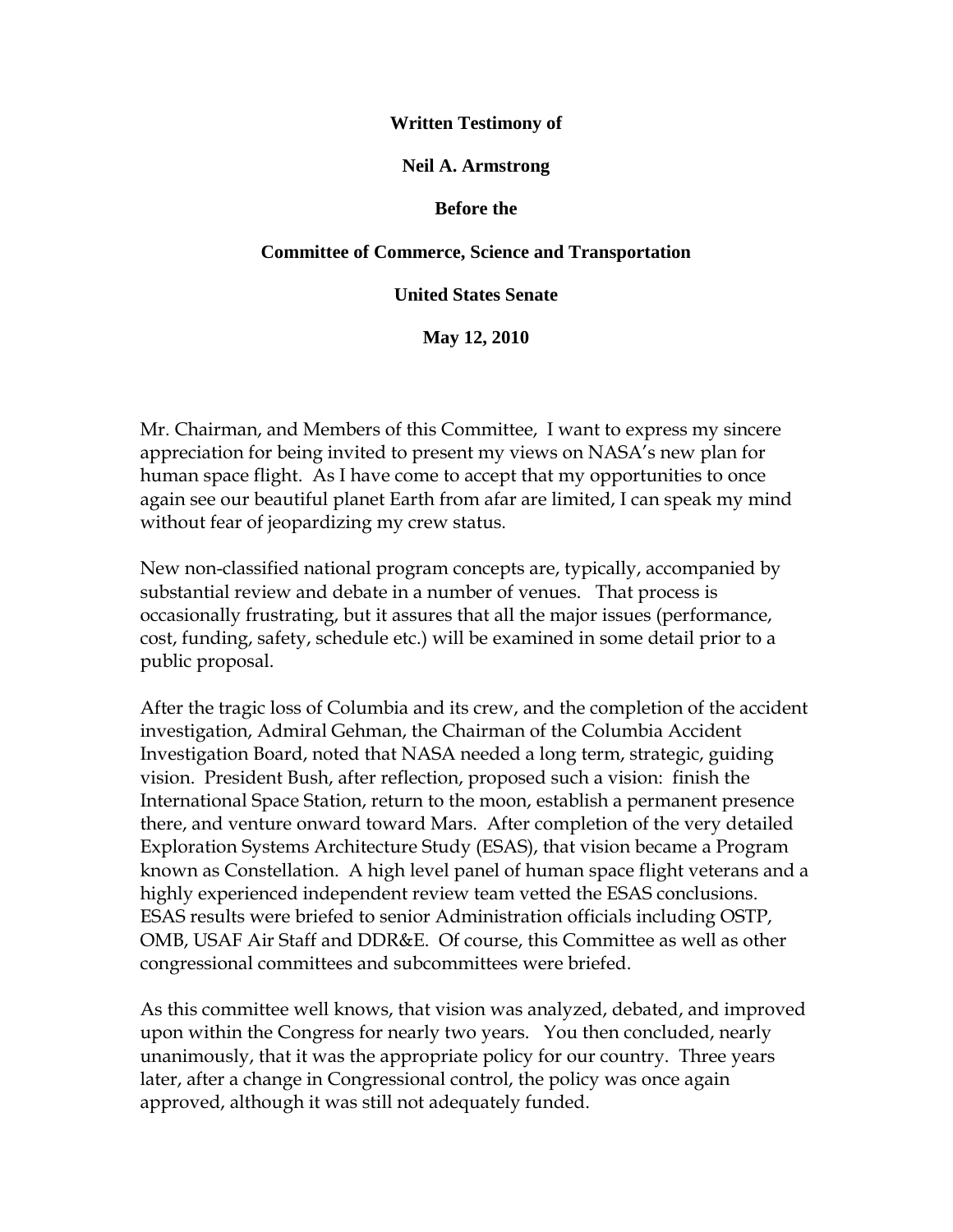**Written Testimony of**

**Neil A. Armstrong**

**Before the**

**Committee of Commerce, Science and Transportation**

**United States Senate**

**May 12, 2010**

Mr. Chairman, and Members of this Committee, I want to express my sincere appreciation for being invited to present my views on NASA's new plan for human space flight. As I have come to accept that my opportunities to once again see our beautiful planet Earth from afar are limited, I can speak my mind without fear of jeopardizing my crew status.

New non-classified national program concepts are, typically, accompanied by substantial review and debate in a number of venues. That process is occasionally frustrating, but it assures that all the major issues (performance, cost, funding, safety, schedule etc.) will be examined in some detail prior to a public proposal.

After the tragic loss of Columbia and its crew, and the completion of the accident investigation, Admiral Gehman, the Chairman of the Columbia Accident Investigation Board, noted that NASA needed a long term, strategic, guiding vision. President Bush, after reflection, proposed such a vision: finish the International Space Station, return to the moon, establish a permanent presence there, and venture onward toward Mars. After completion of the very detailed Exploration Systems Architecture Study (ESAS), that vision became a Program known as Constellation. A high level panel of human space flight veterans and a highly experienced independent review team vetted the ESAS conclusions. ESAS results were briefed to senior Administration officials including OSTP, OMB, USAF Air Staff and DDR&E. Of course, this Committee as well as other congressional committees and subcommittees were briefed.

As this committee well knows, that vision was analyzed, debated, and improved upon within the Congress for nearly two years. You then concluded, nearly unanimously, that it was the appropriate policy for our country. Three years later, after a change in Congressional control, the policy was once again approved, although it was still not adequately funded.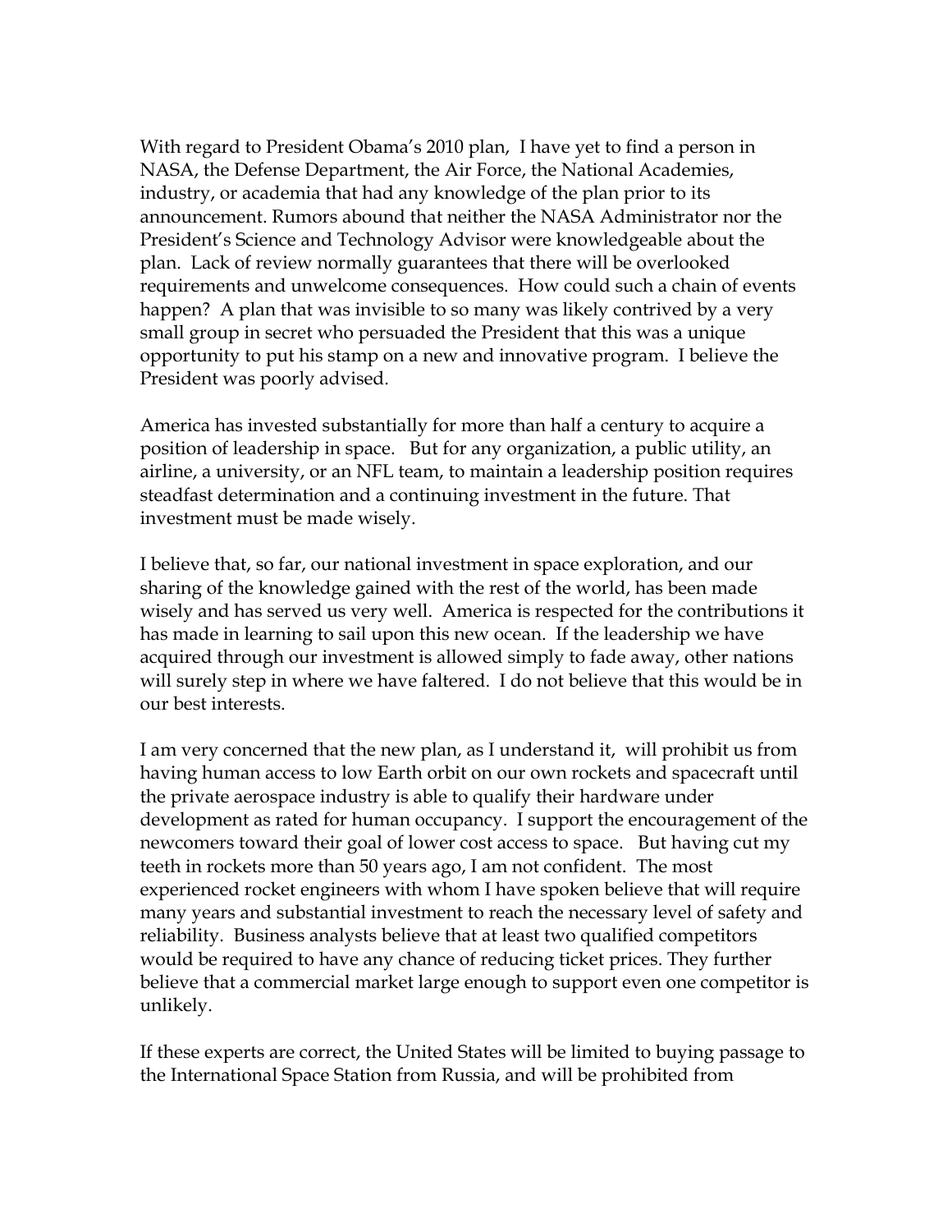With regard to President Obama's 2010 plan, I have yet to find a person in NASA, the Defense Department, the Air Force, the National Academies, industry, or academia that had any knowledge of the plan prior to its announcement. Rumors abound that neither the NASA Administrator nor the President's Science and Technology Advisor were knowledgeable about the plan. Lack of review normally guarantees that there will be overlooked requirements and unwelcome consequences. How could such a chain of events happen? A plan that was invisible to so many was likely contrived by a very small group in secret who persuaded the President that this was a unique opportunity to put his stamp on a new and innovative program. I believe the President was poorly advised.

America has invested substantially for more than half a century to acquire a position of leadership in space. But for any organization, a public utility, an airline, a university, or an NFL team, to maintain a leadership position requires steadfast determination and a continuing investment in the future. That investment must be made wisely.

I believe that, so far, our national investment in space exploration, and our sharing of the knowledge gained with the rest of the world, has been made wisely and has served us very well. America is respected for the contributions it has made in learning to sail upon this new ocean. If the leadership we have acquired through our investment is allowed simply to fade away, other nations will surely step in where we have faltered. I do not believe that this would be in our best interests.

I am very concerned that the new plan, as I understand it, will prohibit us from having human access to low Earth orbit on our own rockets and spacecraft until the private aerospace industry is able to qualify their hardware under development as rated for human occupancy. I support the encouragement of the newcomers toward their goal of lower cost access to space. But having cut my teeth in rockets more than 50 years ago, I am not confident. The most experienced rocket engineers with whom I have spoken believe that will require many years and substantial investment to reach the necessary level of safety and reliability. Business analysts believe that at least two qualified competitors would be required to have any chance of reducing ticket prices. They further believe that a commercial market large enough to support even one competitor is unlikely.

If these experts are correct, the United States will be limited to buying passage to the International Space Station from Russia, and will be prohibited from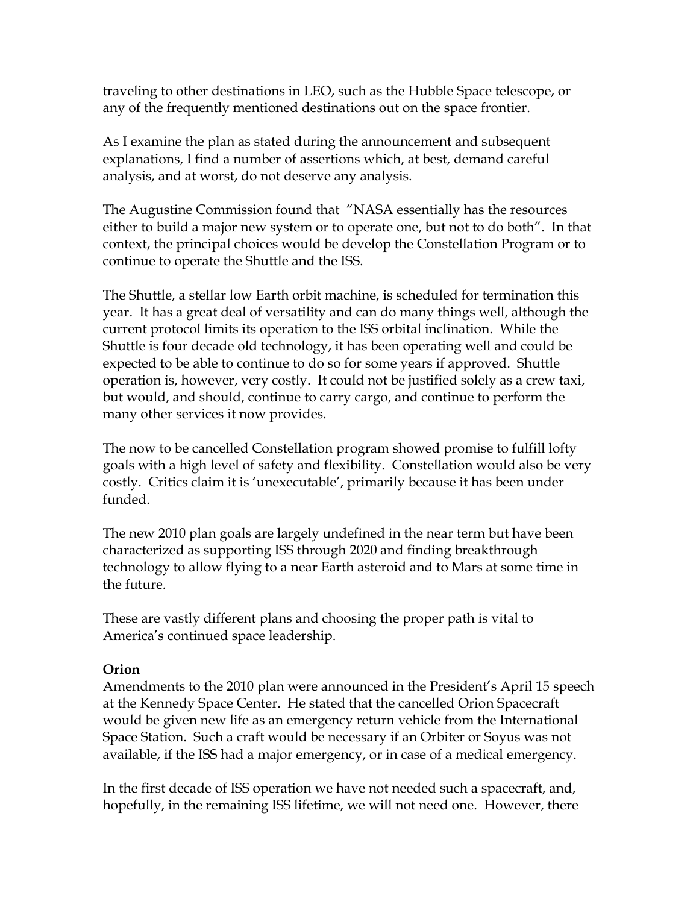traveling to other destinations in LEO, such as the Hubble Space telescope, or any of the frequently mentioned destinations out on the space frontier.

As I examine the plan as stated during the announcement and subsequent explanations, I find a number of assertions which, at best, demand careful analysis, and at worst, do not deserve any analysis.

The Augustine Commission found that "NASA essentially has the resources either to build a major new system or to operate one, but not to do both". In that context, the principal choices would be develop the Constellation Program or to continue to operate the Shuttle and the ISS.

The Shuttle, a stellar low Earth orbit machine, is scheduled for termination this year. It has a great deal of versatility and can do many things well, although the current protocol limits its operation to the ISS orbital inclination. While the Shuttle is four decade old technology, it has been operating well and could be expected to be able to continue to do so for some years if approved. Shuttle operation is, however, very costly. It could not be justified solely as a crew taxi, but would, and should, continue to carry cargo, and continue to perform the many other services it now provides.

The now to be cancelled Constellation program showed promise to fulfill lofty goals with a high level of safety and flexibility. Constellation would also be very costly. Critics claim it is 'unexecutable', primarily because it has been under funded.

The new 2010 plan goals are largely undefined in the near term but have been characterized as supporting ISS through 2020 and finding breakthrough technology to allow flying to a near Earth asteroid and to Mars at some time in the future.

These are vastly different plans and choosing the proper path is vital to America's continued space leadership.

**Orion**

Amendments to the 2010 plan were announced in the President's April 15 speech at the Kennedy Space Center. He stated that the cancelled Orion Spacecraft would be given new life as an emergency return vehicle from the International Space Station. Such a craft would be necessary if an Orbiter or Soyus was not available, if the ISS had a major emergency, or in case of a medical emergency.

In the first decade of ISS operation we have not needed such a spacecraft, and, hopefully, in the remaining ISS lifetime, we will not need one. However, there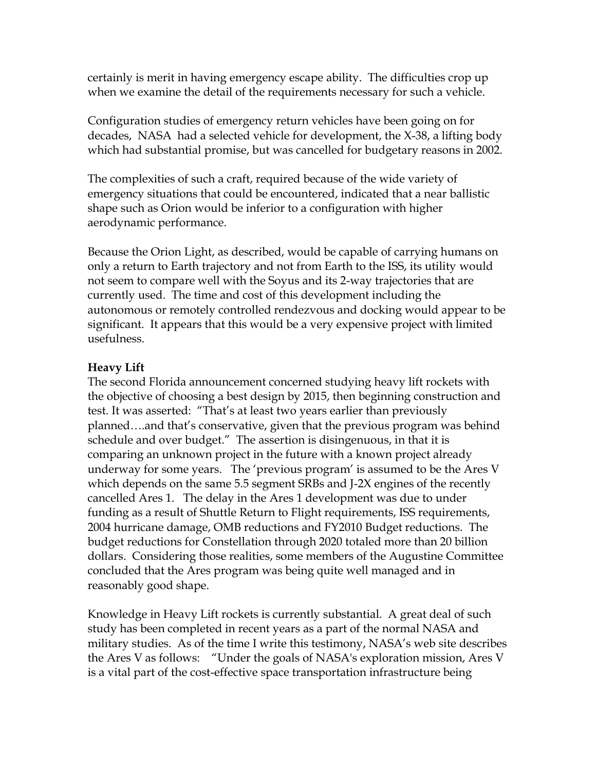certainly is merit in having emergency escape ability. The difficulties crop up when we examine the detail of the requirements necessary for such a vehicle.

Configuration studies of emergency return vehicles have been going on for decades, NASA had a selected vehicle for development, the X-38, a lifting body which had substantial promise, but was cancelled for budgetary reasons in 2002.

The complexities of such a craft, required because of the wide variety of emergency situations that could be encountered, indicated that a near ballistic shape such as Orion would be inferior to a configuration with higher aerodynamic performance.

Because the Orion Light, as described, would be capable of carrying humans on only a return to Earth trajectory and not from Earth to the ISS, its utility would not seem to compare well with the Soyus and its 2-way trajectories that are currently used. The time and cost of this development including the autonomous or remotely controlled rendezvous and docking would appear to be significant. It appears that this would be a very expensive project with limited usefulness.

**Heavy Lift**

The second Florida announcement concerned studying heavy lift rockets with the objective of choosing a best design by 2015, then beginning construction and test. It was asserted: "That's at least two years earlier than previously planned….and that's conservative, given that the previous program was behind schedule and over budget." The assertion is disingenuous, in that it is comparing an unknown project in the future with a known project already underway for some years. The 'previous program' is assumed to be the Ares V which depends on the same 5.5 segment SRBs and J-2X engines of the recently cancelled Ares 1. The delay in the Ares 1 development was due to under funding as a result of Shuttle Return to Flight requirements, ISS requirements, 2004 hurricane damage, OMB reductions and FY2010 Budget reductions. The budget reductions for Constellation through 2020 totaled more than 20 billion dollars. Considering those realities, some members of the Augustine Committee concluded that the Ares program was being quite well managed and in reasonably good shape.

Knowledge in Heavy Lift rockets is currently substantial. A great deal of such study has been completed in recent years as a part of the normal NASA and military studies. As of the time I write this testimony, NASA's web site describes the Ares V as follows: "Under the goals of NASA's exploration mission, Ares V is a vital part of the cost-effective space transportation infrastructure being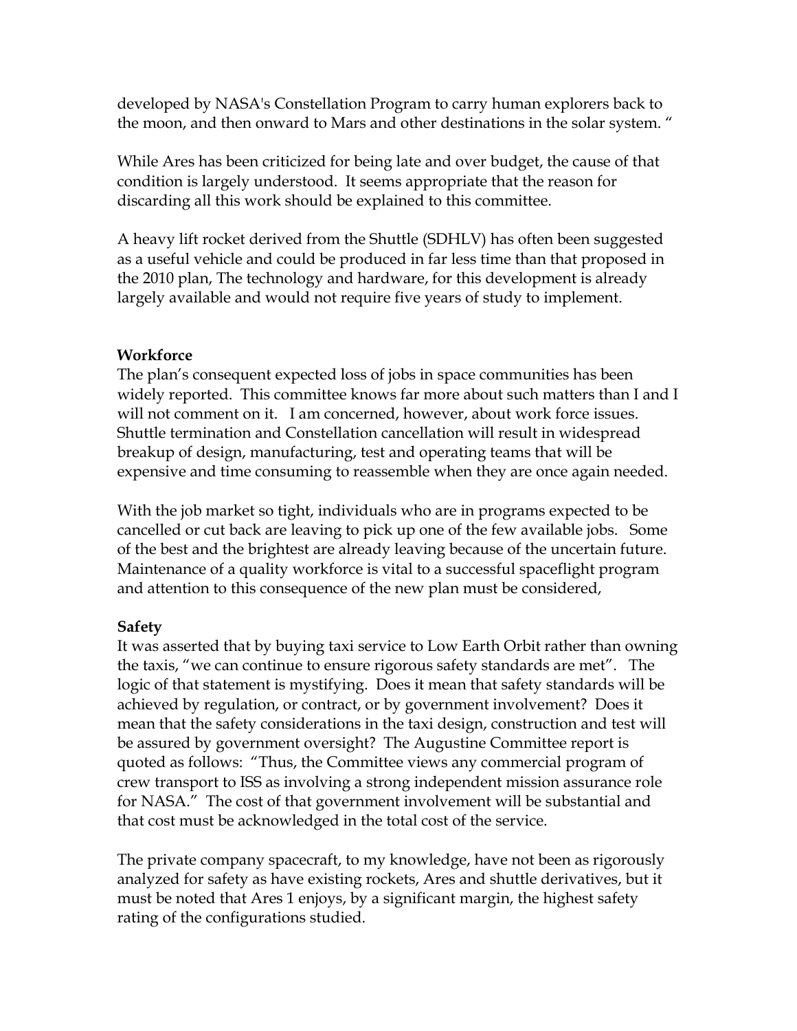developed by NASA's Constellation Program to carry human explorers back to the moon, and then onward to Mars and other destinations in the solar system. "

While Ares has been criticized for being late and over budget, the cause of that condition is largely understood. It seems appropriate that the reason for discarding all this work should be explained to this committee.

A heavy lift rocket derived from the Shuttle (SDHLV) has often been suggested as a useful vehicle and could be produced in far less time than that proposed in the 2010 plan, The technology and hardware, for this development is already largely available and would not require five years of study to implement.

**Workforce**

The plan's consequent expected loss of jobs in space communities has been widely reported. This committee knows far more about such matters than I and I will not comment on it. I am concerned, however, about work force issues. Shuttle termination and Constellation cancellation will result in widespread breakup of design, manufacturing, test and operating teams that will be expensive and time consuming to reassemble when they are once again needed.

With the job market so tight, individuals who are in programs expected to be cancelled or cut back are leaving to pick up one of the few available jobs. Some of the best and the brightest are already leaving because of the uncertain future. Maintenance of a quality workforce is vital to a successful spaceflight program and attention to this consequence of the new plan must be considered,

**Safety**

It was asserted that by buying taxi service to Low Earth Orbit rather than owning the taxis, "we can continue to ensure rigorous safety standards are met". The logic of that statement is mystifying. Does it mean that safety standards will be achieved by regulation, or contract, or by government involvement? Does it mean that the safety considerations in the taxi design, construction and test will be assured by government oversight? The Augustine Committee report is quoted as follows: "Thus, the Committee views any commercial program of crew transport to ISS as involving a strong independent mission assurance role for NASA." The cost of that government involvement will be substantial and that cost must be acknowledged in the total cost of the service.

The private company spacecraft, to my knowledge, have not been as rigorously analyzed for safety as have existing rockets, Ares and shuttle derivatives, but it must be noted that Ares 1 enjoys, by a significant margin, the highest safety rating of the configurations studied.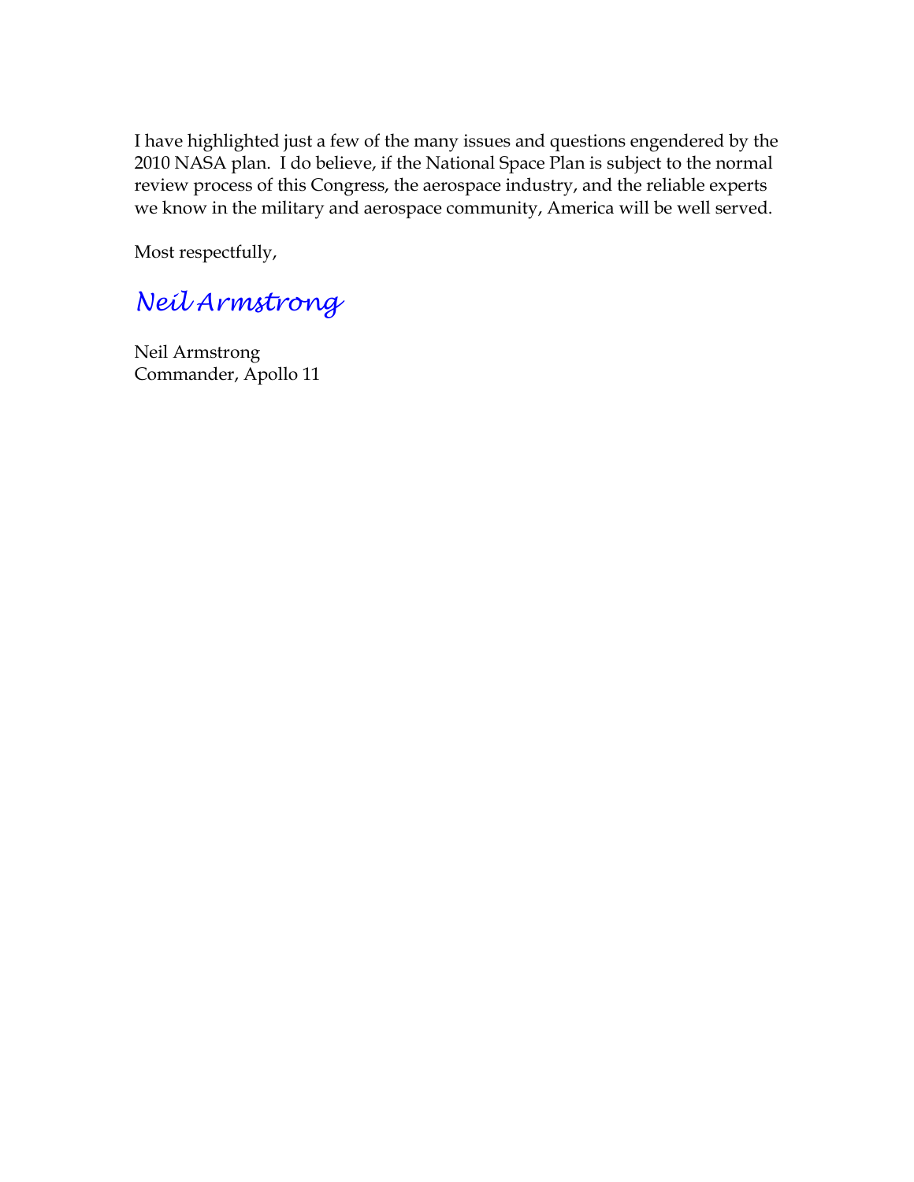I have highlighted just a few of the many issues and questions engendered by the 2010 NASA plan. I do believe, if the National Space Plan is subject to the normal review process of this Congress, the aerospace industry, and the reliable experts we know in the military and aerospace community, America will be well served.

Most respectfully,

*Neil Armstrong*

Neil Armstrong
Commander, Apollo 11